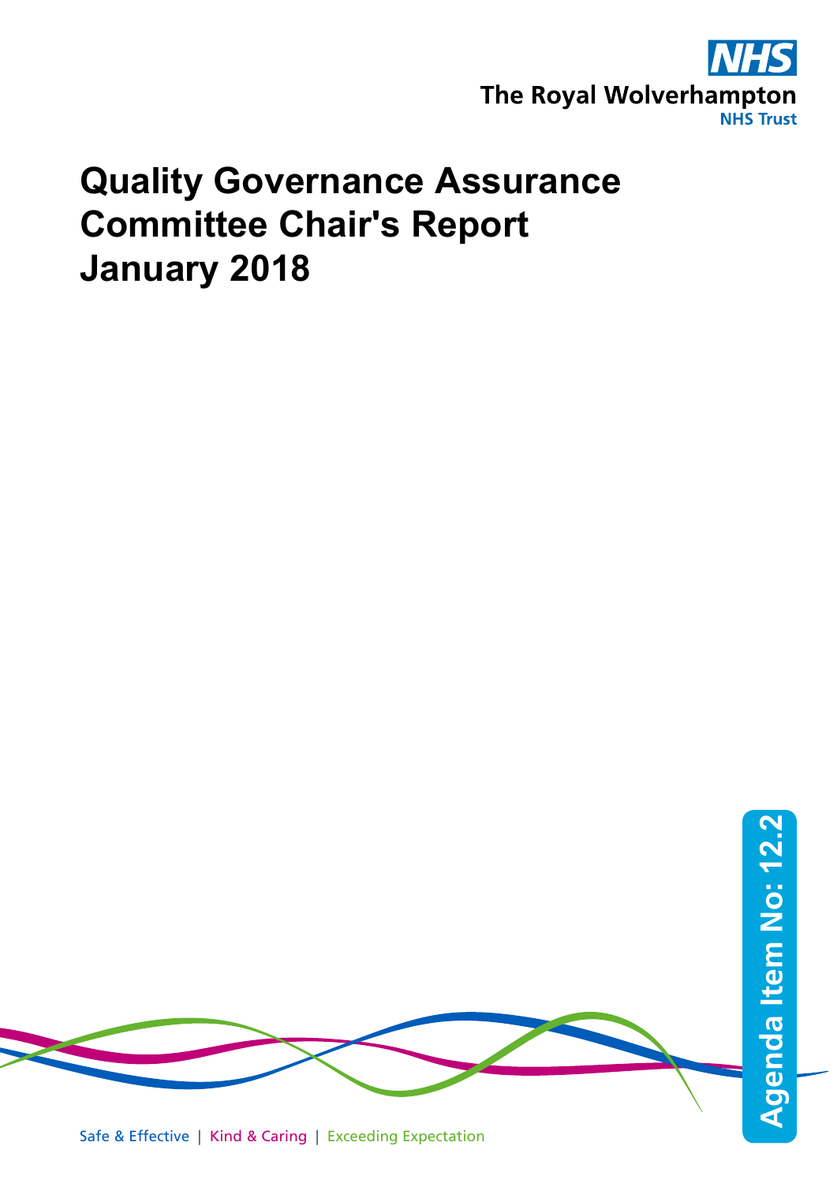The Royal Wolverhampton NHS Trust

# Quality Governance Assurance Committee Chair's Report January 2018

Agenda Item No: 12.2

Safe & Effective | Kind & Caring | Exceeding Expectation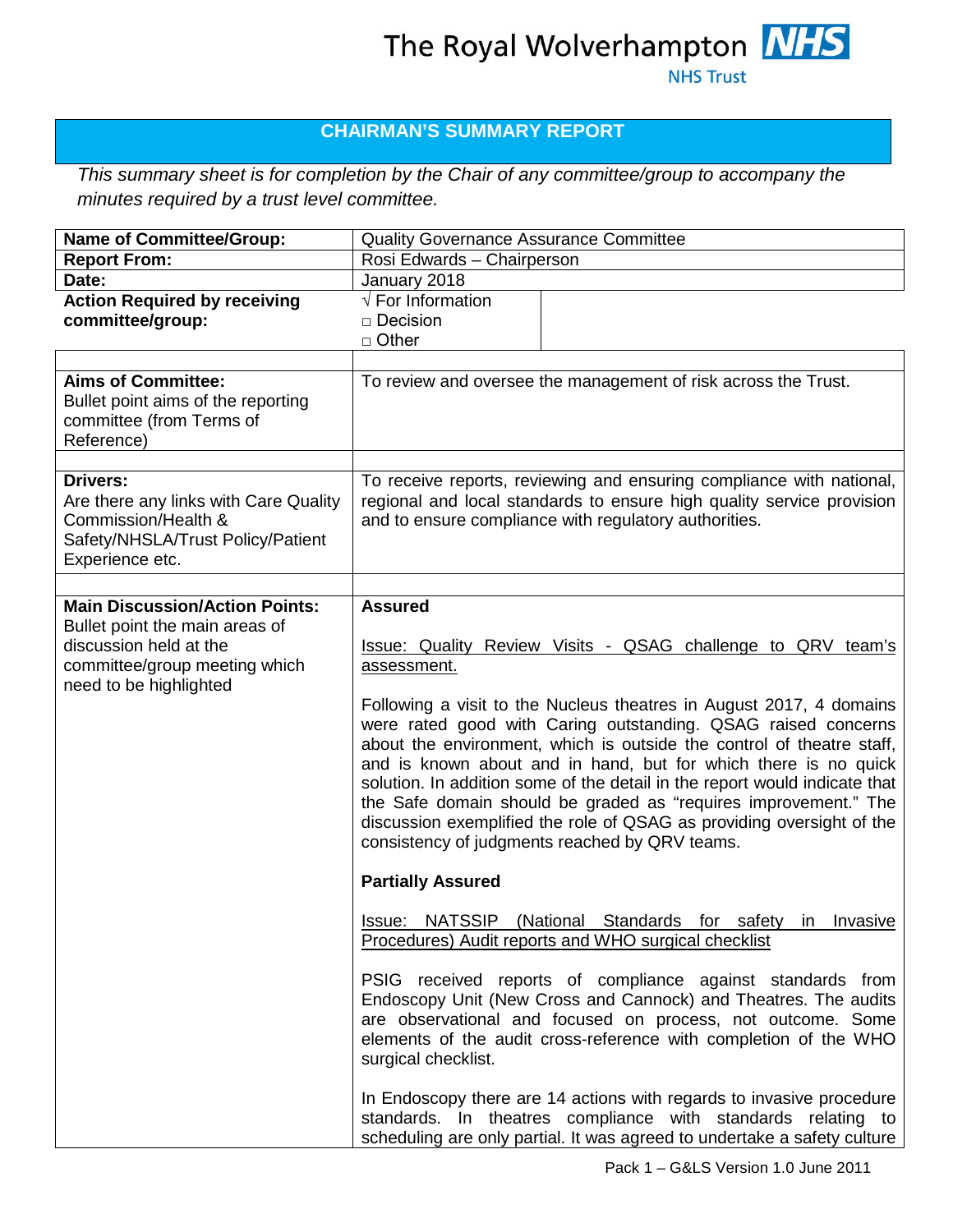The Royal Wolverhampton NHS Trust

## CHAIRMAN'S SUMMARY REPORT

*This summary sheet is for completion by the Chair of any committee/group to accompany the minutes required by a trust level committee.*

| | |
|---|---|
| **Name of Committee/Group:** | Quality Governance Assurance Committee |
| **Report From:** | Rosi Edwards – Chairperson |
| **Date:** | January 2018 |
| **Action Required by receiving committee/group:** | √ For Information<br>□ Decision<br>□ Other |
| | |
| **Aims of Committee:**<br>Bullet point aims of the reporting committee (from Terms of Reference) | To review and oversee the management of risk across the Trust. |
| | |
| **Drivers:**<br>Are there any links with Care Quality Commission/Health & Safety/NHSLA/Trust Policy/Patient Experience etc. | To receive reports, reviewing and ensuring compliance with national, regional and local standards to ensure high quality service provision and to ensure compliance with regulatory authorities. |
| | |
| **Main Discussion/Action Points:**<br>Bullet point the main areas of discussion held at the committee/group meeting which need to be highlighted | **Assured**<br><br>Issue: Quality Review Visits - QSAG challenge to QRV team's assessment.<br><br>Following a visit to the Nucleus theatres in August 2017, 4 domains were rated good with Caring outstanding. QSAG raised concerns about the environment, which is outside the control of theatre staff, and is known about and in hand, but for which there is no quick solution. In addition some of the detail in the report would indicate that the Safe domain should be graded as "requires improvement." The discussion exemplified the role of QSAG as providing oversight of the consistency of judgments reached by QRV teams.<br><br>**Partially Assured**<br><br>Issue: NATSSIP (National Standards for safety in Invasive Procedures) Audit reports and WHO surgical checklist<br><br>PSIG received reports of compliance against standards from Endoscopy Unit (New Cross and Cannock) and Theatres. The audits are observational and focused on process, not outcome. Some elements of the audit cross-reference with completion of the WHO surgical checklist.<br><br>In Endoscopy there are 14 actions with regards to invasive procedure standards. In theatres compliance with standards relating to scheduling are only partial. It was agreed to undertake a safety culture |

Pack 1 – G&LS Version 1.0 June 2011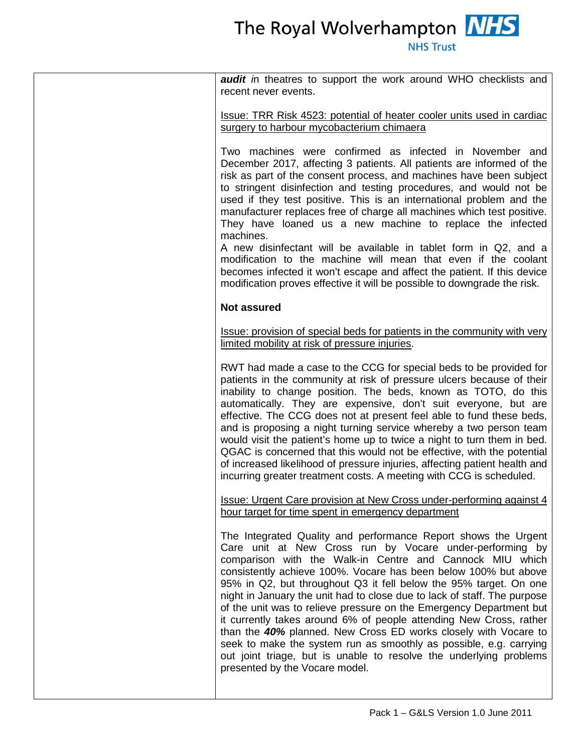| | ***audit*** *i*n theatres to support the work around WHO checklists and recent never events.<br><br>Issue: TRR Risk 4523: potential of heater cooler units used in cardiac surgery to harbour mycobacterium chimaera<br><br>Two machines were confirmed as infected in November and December 2017, affecting 3 patients. All patients are informed of the risk as part of the consent process, and machines have been subject to stringent disinfection and testing procedures, and would not be used if they test positive. This is an international problem and the manufacturer replaces free of charge all machines which test positive. They have loaned us a new machine to replace the infected machines.<br>A new disinfectant will be available in tablet form in Q2, and a modification to the machine will mean that even if the coolant becomes infected it won't escape and affect the patient. If this device modification proves effective it will be possible to downgrade the risk.<br><br>**Not assured**<br><br>Issue: provision of special beds for patients in the community with very limited mobility at risk of pressure injuries.<br><br>RWT had made a case to the CCG for special beds to be provided for patients in the community at risk of pressure ulcers because of their inability to change position. The beds, known as TOTO, do this automatically. They are expensive, don't suit everyone, but are effective. The CCG does not at present feel able to fund these beds, and is proposing a night turning service whereby a two person team would visit the patient's home up to twice a night to turn them in bed. QGAC is concerned that this would not be effective, with the potential of increased likelihood of pressure injuries, affecting patient health and incurring greater treatment costs. A meeting with CCG is scheduled.<br><br>Issue: Urgent Care provision at New Cross under-performing against 4 hour target for time spent in emergency department<br><br>The Integrated Quality and performance Report shows the Urgent Care unit at New Cross run by Vocare under-performing by comparison with the Walk-in Centre and Cannock MIU which consistently achieve 100%. Vocare has been below 100% but above 95% in Q2, but throughout Q3 it fell below the 95% target. On one night in January the unit had to close due to lack of staff. The purpose of the unit was to relieve pressure on the Emergency Department but it currently takes around 6% of people attending New Cross, rather than the ***40%*** planned. New Cross ED works closely with Vocare to seek to make the system run as smoothly as possible, e.g. carrying out joint triage, but is unable to resolve the underlying problems presented by the Vocare model. |
|---|---|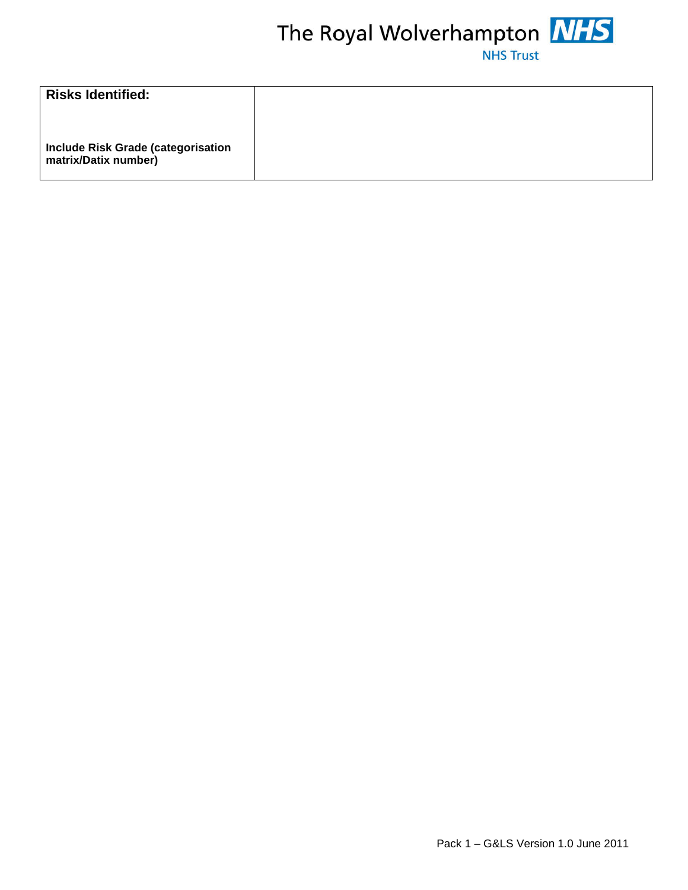| | |
|---|---|
| **Risks Identified:**<br><br>**Include Risk Grade (categorisation matrix/Datix number)** | |